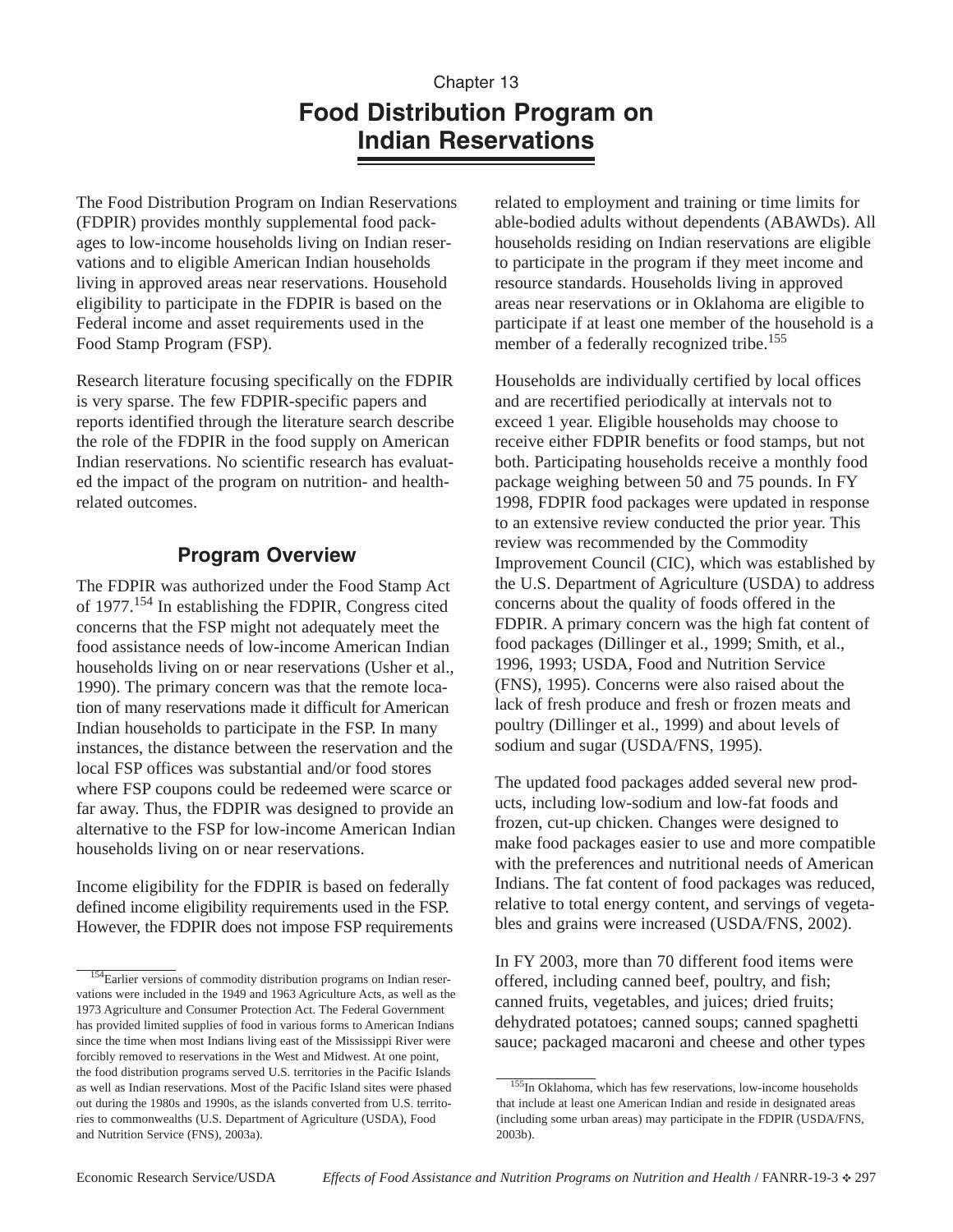Chapter 13

# Food Distribution Program on Indian Reservations

The Food Distribution Program on Indian Reservations (FDPIR) provides monthly supplemental food packages to low-income households living on Indian reservations and to eligible American Indian households living in approved areas near reservations. Household eligibility to participate in the FDPIR is based on the Federal income and asset requirements used in the Food Stamp Program (FSP).

Research literature focusing specifically on the FDPIR is very sparse. The few FDPIR-specific papers and reports identified through the literature search describe the role of the FDPIR in the food supply on American Indian reservations. No scientific research has evaluated the impact of the program on nutrition- and health-related outcomes.

## Program Overview

The FDPIR was authorized under the Food Stamp Act of 1977.[154] In establishing the FDPIR, Congress cited concerns that the FSP might not adequately meet the food assistance needs of low-income American Indian households living on or near reservations (Usher et al., 1990). The primary concern was that the remote location of many reservations made it difficult for American Indian households to participate in the FSP. In many instances, the distance between the reservation and the local FSP offices was substantial and/or food stores where FSP coupons could be redeemed were scarce or far away. Thus, the FDPIR was designed to provide an alternative to the FSP for low-income American Indian households living on or near reservations.

Income eligibility for the FDPIR is based on federally defined income eligibility requirements used in the FSP. However, the FDPIR does not impose FSP requirements related to employment and training or time limits for able-bodied adults without dependents (ABAWDs). All households residing on Indian reservations are eligible to participate in the program if they meet income and resource standards. Households living in approved areas near reservations or in Oklahoma are eligible to participate if at least one member of the household is a member of a federally recognized tribe.[155]

Households are individually certified by local offices and are recertified periodically at intervals not to exceed 1 year. Eligible households may choose to receive either FDPIR benefits or food stamps, but not both. Participating households receive a monthly food package weighing between 50 and 75 pounds. In FY 1998, FDPIR food packages were updated in response to an extensive review conducted the prior year. This review was recommended by the Commodity Improvement Council (CIC), which was established by the U.S. Department of Agriculture (USDA) to address concerns about the quality of foods offered in the FDPIR. A primary concern was the high fat content of food packages (Dillinger et al., 1999; Smith, et al., 1996, 1993; USDA, Food and Nutrition Service (FNS), 1995). Concerns were also raised about the lack of fresh produce and fresh or frozen meats and poultry (Dillinger et al., 1999) and about levels of sodium and sugar (USDA/FNS, 1995).

The updated food packages added several new products, including low-sodium and low-fat foods and frozen, cut-up chicken. Changes were designed to make food packages easier to use and more compatible with the preferences and nutritional needs of American Indians. The fat content of food packages was reduced, relative to total energy content, and servings of vegetables and grains were increased (USDA/FNS, 2002).

In FY 2003, more than 70 different food items were offered, including canned beef, poultry, and fish; canned fruits, vegetables, and juices; dried fruits; dehydrated potatoes; canned soups; canned spaghetti sauce; packaged macaroni and cheese and other types

---

[154] Earlier versions of commodity distribution programs on Indian reservations were included in the 1949 and 1963 Agriculture Acts, as well as the 1973 Agriculture and Consumer Protection Act. The Federal Government has provided limited supplies of food in various forms to American Indians since the time when most Indians living east of the Mississippi River were forcibly removed to reservations in the West and Midwest. At one point, the food distribution programs served U.S. territories in the Pacific Islands as well as Indian reservations. Most of the Pacific Island sites were phased out during the 1980s and 1990s, as the islands converted from U.S. territories to commonwealths (U.S. Department of Agriculture (USDA), Food and Nutrition Service (FNS), 2003a).

[155] In Oklahoma, which has few reservations, low-income households that include at least one American Indian and reside in designated areas (including some urban areas) may participate in the FDPIR (USDA/FNS, 2003b).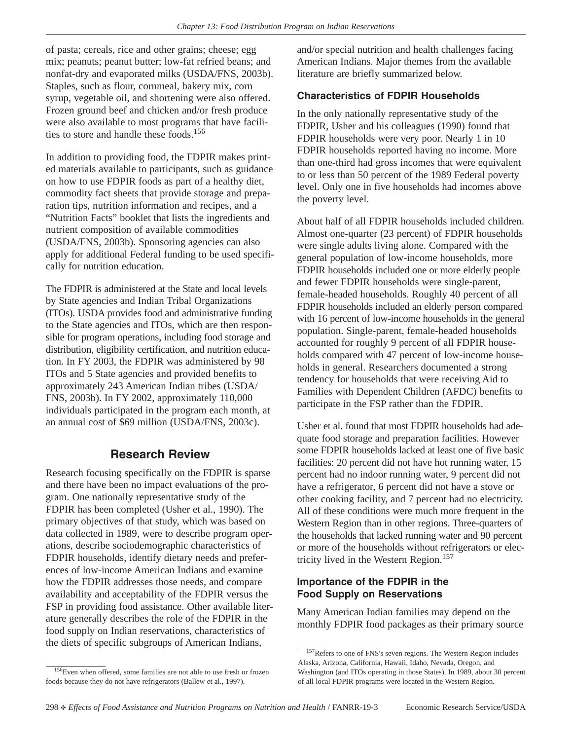of pasta; cereals, rice and other grains; cheese; egg mix; peanuts; peanut butter; low-fat refried beans; and nonfat-dry and evaporated milks (USDA/FNS, 2003b). Staples, such as flour, cornmeal, bakery mix, corn syrup, vegetable oil, and shortening were also offered. Frozen ground beef and chicken and/or fresh produce were also available to most programs that have facilities to store and handle these foods.[156]

In addition to providing food, the FDPIR makes printed materials available to participants, such as guidance on how to use FDPIR foods as part of a healthy diet, commodity fact sheets that provide storage and preparation tips, nutrition information and recipes, and a "Nutrition Facts" booklet that lists the ingredients and nutrient composition of available commodities (USDA/FNS, 2003b). Sponsoring agencies can also apply for additional Federal funding to be used specifically for nutrition education.

The FDPIR is administered at the State and local levels by State agencies and Indian Tribal Organizations (ITOs). USDA provides food and administrative funding to the State agencies and ITOs, which are then responsible for program operations, including food storage and distribution, eligibility certification, and nutrition education. In FY 2003, the FDPIR was administered by 98 ITOs and 5 State agencies and provided benefits to approximately 243 American Indian tribes (USDA/FNS, 2003b). In FY 2002, approximately 110,000 individuals participated in the program each month, at an annual cost of $69 million (USDA/FNS, 2003c).

## Research Review

Research focusing specifically on the FDPIR is sparse and there have been no impact evaluations of the program. One nationally representative study of the FDPIR has been completed (Usher et al., 1990). The primary objectives of that study, which was based on data collected in 1989, were to describe program operations, describe sociodemographic characteristics of FDPIR households, identify dietary needs and preferences of low-income American Indians and examine how the FDPIR addresses those needs, and compare availability and acceptability of the FDPIR versus the FSP in providing food assistance. Other available literature generally describes the role of the FDPIR in the food supply on Indian reservations, characteristics of the diets of specific subgroups of American Indians, and/or special nutrition and health challenges facing American Indians. Major themes from the available literature are briefly summarized below.

### Characteristics of FDPIR Households

In the only nationally representative study of the FDPIR, Usher and his colleagues (1990) found that FDPIR households were very poor. Nearly 1 in 10 FDPIR households reported having no income. More than one-third had gross incomes that were equivalent to or less than 50 percent of the 1989 Federal poverty level. Only one in five households had incomes above the poverty level.

About half of all FDPIR households included children. Almost one-quarter (23 percent) of FDPIR households were single adults living alone. Compared with the general population of low-income households, more FDPIR households included one or more elderly people and fewer FDPIR households were single-parent, female-headed households. Roughly 40 percent of all FDPIR households included an elderly person compared with 16 percent of low-income households in the general population. Single-parent, female-headed households accounted for roughly 9 percent of all FDPIR households compared with 47 percent of low-income households in general. Researchers documented a strong tendency for households that were receiving Aid to Families with Dependent Children (AFDC) benefits to participate in the FSP rather than the FDPIR.

Usher et al. found that most FDPIR households had adequate food storage and preparation facilities. However some FDPIR households lacked at least one of five basic facilities: 20 percent did not have hot running water, 15 percent had no indoor running water, 9 percent did not have a refrigerator, 6 percent did not have a stove or other cooking facility, and 7 percent had no electricity. All of these conditions were much more frequent in the Western Region than in other regions. Three-quarters of the households that lacked running water and 90 percent or more of the households without refrigerators or electricity lived in the Western Region.[157]

### Importance of the FDPIR in the Food Supply on Reservations

Many American Indian families may depend on the monthly FDPIR food packages as their primary source

[156] Even when offered, some families are not able to use fresh or frozen foods because they do not have refrigerators (Ballew et al., 1997).

[157] Refers to one of FNS's seven regions. The Western Region includes Alaska, Arizona, California, Hawaii, Idaho, Nevada, Oregon, and Washington (and ITOs operating in those States). In 1989, about 30 percent of all local FDPIR programs were located in the Western Region.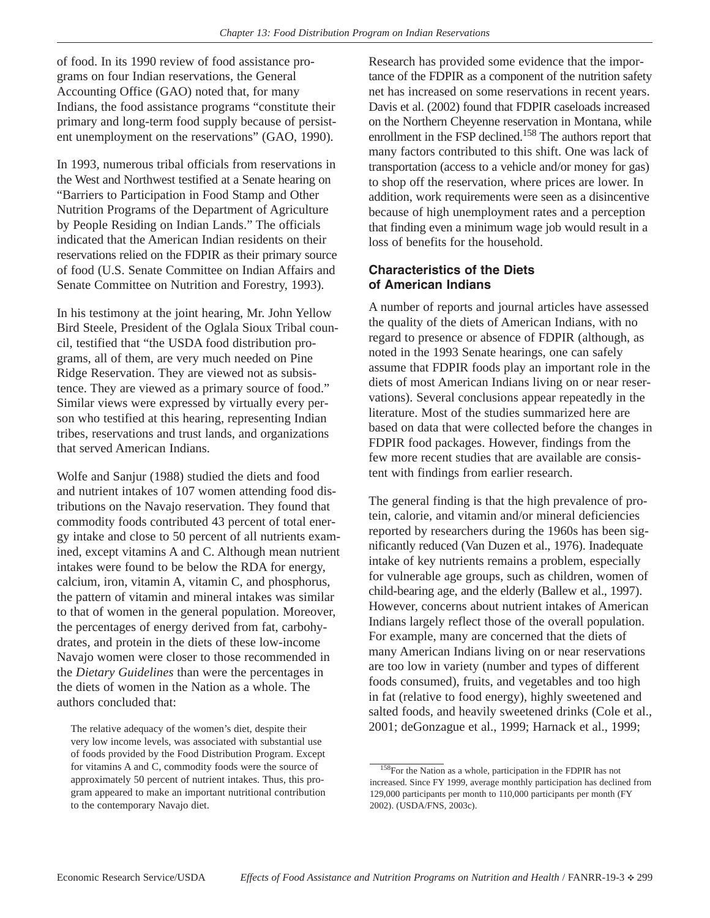of food. In its 1990 review of food assistance programs on four Indian reservations, the General Accounting Office (GAO) noted that, for many Indians, the food assistance programs "constitute their primary and long-term food supply because of persistent unemployment on the reservations" (GAO, 1990).

In 1993, numerous tribal officials from reservations in the West and Northwest testified at a Senate hearing on "Barriers to Participation in Food Stamp and Other Nutrition Programs of the Department of Agriculture by People Residing on Indian Lands." The officials indicated that the American Indian residents on their reservations relied on the FDPIR as their primary source of food (U.S. Senate Committee on Indian Affairs and Senate Committee on Nutrition and Forestry, 1993).

In his testimony at the joint hearing, Mr. John Yellow Bird Steele, President of the Oglala Sioux Tribal council, testified that "the USDA food distribution programs, all of them, are very much needed on Pine Ridge Reservation. They are viewed not as subsistence. They are viewed as a primary source of food." Similar views were expressed by virtually every person who testified at this hearing, representing Indian tribes, reservations and trust lands, and organizations that served American Indians.

Wolfe and Sanjur (1988) studied the diets and food and nutrient intakes of 107 women attending food distributions on the Navajo reservation. They found that commodity foods contributed 43 percent of total energy intake and close to 50 percent of all nutrients examined, except vitamins A and C. Although mean nutrient intakes were found to be below the RDA for energy, calcium, iron, vitamin A, vitamin C, and phosphorus, the pattern of vitamin and mineral intakes was similar to that of women in the general population. Moreover, the percentages of energy derived from fat, carbohydrates, and protein in the diets of these low-income Navajo women were closer to those recommended in the *Dietary Guidelines* than were the percentages in the diets of women in the Nation as a whole. The authors concluded that:

> The relative adequacy of the women's diet, despite their very low income levels, was associated with substantial use of foods provided by the Food Distribution Program. Except for vitamins A and C, commodity foods were the source of approximately 50 percent of nutrient intakes. Thus, this program appeared to make an important nutritional contribution to the contemporary Navajo diet.

Research has provided some evidence that the importance of the FDPIR as a component of the nutrition safety net has increased on some reservations in recent years. Davis et al. (2002) found that FDPIR caseloads increased on the Northern Cheyenne reservation in Montana, while enrollment in the FSP declined.[158] The authors report that many factors contributed to this shift. One was lack of transportation (access to a vehicle and/or money for gas) to shop off the reservation, where prices are lower. In addition, work requirements were seen as a disincentive because of high unemployment rates and a perception that finding even a minimum wage job would result in a loss of benefits for the household.

## Characteristics of the Diets of American Indians

A number of reports and journal articles have assessed the quality of the diets of American Indians, with no regard to presence or absence of FDPIR (although, as noted in the 1993 Senate hearings, one can safely assume that FDPIR foods play an important role in the diets of most American Indians living on or near reservations). Several conclusions appear repeatedly in the literature. Most of the studies summarized here are based on data that were collected before the changes in FDPIR food packages. However, findings from the few more recent studies that are available are consistent with findings from earlier research.

The general finding is that the high prevalence of protein, calorie, and vitamin and/or mineral deficiencies reported by researchers during the 1960s has been significantly reduced (Van Duzen et al., 1976). Inadequate intake of key nutrients remains a problem, especially for vulnerable age groups, such as children, women of child-bearing age, and the elderly (Ballew et al., 1997). However, concerns about nutrient intakes of American Indians largely reflect those of the overall population. For example, many are concerned that the diets of many American Indians living on or near reservations are too low in variety (number and types of different foods consumed), fruits, and vegetables and too high in fat (relative to food energy), highly sweetened and salted foods, and heavily sweetened drinks (Cole et al., 2001; deGonzague et al., 1999; Harnack et al., 1999;

[158] For the Nation as a whole, participation in the FDPIR has not increased. Since FY 1999, average monthly participation has declined from 129,000 participants per month to 110,000 participants per month (FY 2002). (USDA/FNS, 2003c).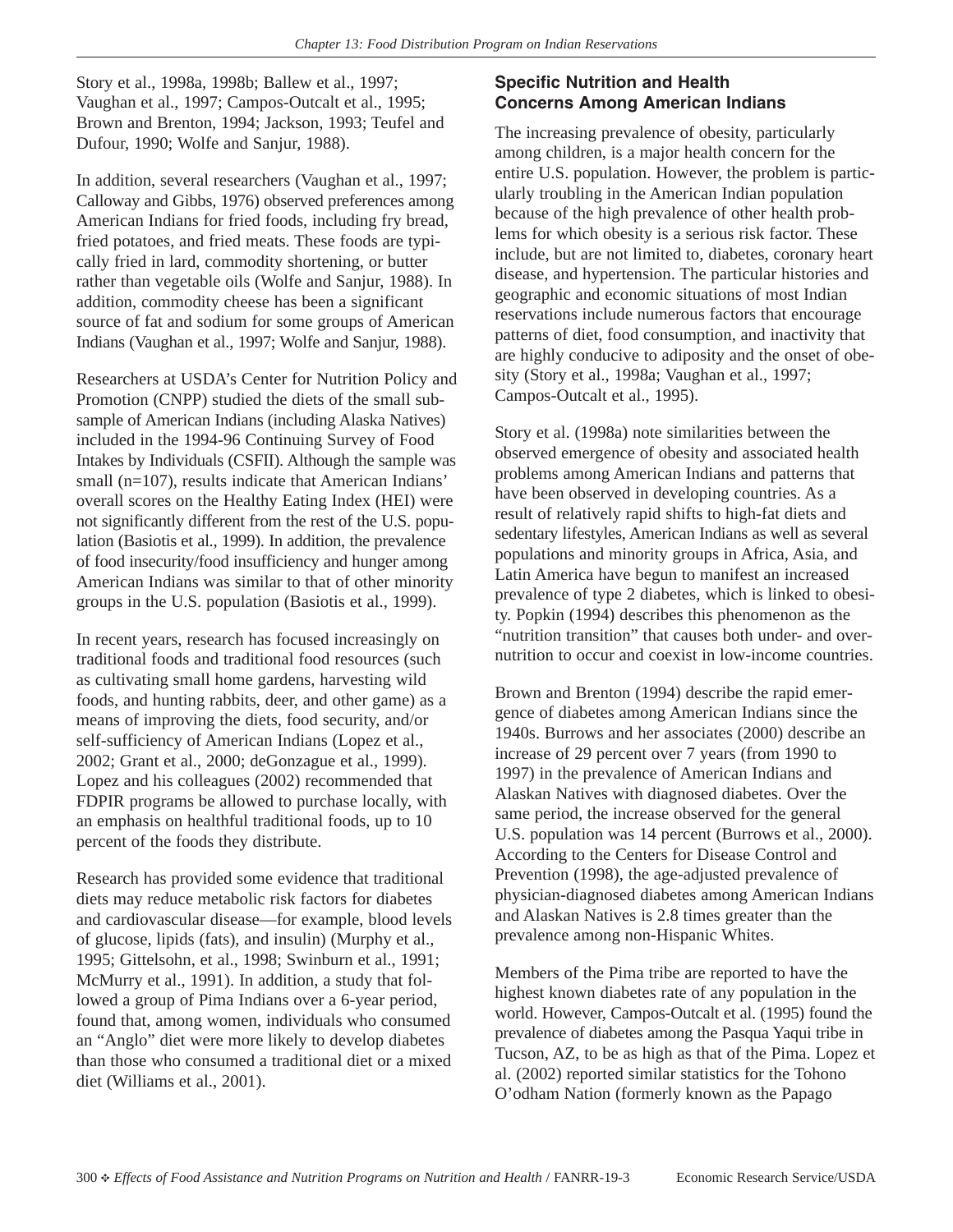Story et al., 1998a, 1998b; Ballew et al., 1997; Vaughan et al., 1997; Campos-Outcalt et al., 1995; Brown and Brenton, 1994; Jackson, 1993; Teufel and Dufour, 1990; Wolfe and Sanjur, 1988).

In addition, several researchers (Vaughan et al., 1997; Calloway and Gibbs, 1976) observed preferences among American Indians for fried foods, including fry bread, fried potatoes, and fried meats. These foods are typically fried in lard, commodity shortening, or butter rather than vegetable oils (Wolfe and Sanjur, 1988). In addition, commodity cheese has been a significant source of fat and sodium for some groups of American Indians (Vaughan et al., 1997; Wolfe and Sanjur, 1988).

Researchers at USDA's Center for Nutrition Policy and Promotion (CNPP) studied the diets of the small subsample of American Indians (including Alaska Natives) included in the 1994-96 Continuing Survey of Food Intakes by Individuals (CSFII). Although the sample was small (n=107), results indicate that American Indians' overall scores on the Healthy Eating Index (HEI) were not significantly different from the rest of the U.S. population (Basiotis et al., 1999). In addition, the prevalence of food insecurity/food insufficiency and hunger among American Indians was similar to that of other minority groups in the U.S. population (Basiotis et al., 1999).

In recent years, research has focused increasingly on traditional foods and traditional food resources (such as cultivating small home gardens, harvesting wild foods, and hunting rabbits, deer, and other game) as a means of improving the diets, food security, and/or self-sufficiency of American Indians (Lopez et al., 2002; Grant et al., 2000; deGonzague et al., 1999). Lopez and his colleagues (2002) recommended that FDPIR programs be allowed to purchase locally, with an emphasis on healthful traditional foods, up to 10 percent of the foods they distribute.

Research has provided some evidence that traditional diets may reduce metabolic risk factors for diabetes and cardiovascular disease—for example, blood levels of glucose, lipids (fats), and insulin) (Murphy et al., 1995; Gittelsohn, et al., 1998; Swinburn et al., 1991; McMurry et al., 1991). In addition, a study that followed a group of Pima Indians over a 6-year period, found that, among women, individuals who consumed an "Anglo" diet were more likely to develop diabetes than those who consumed a traditional diet or a mixed diet (Williams et al., 2001).

### Specific Nutrition and Health Concerns Among American Indians

The increasing prevalence of obesity, particularly among children, is a major health concern for the entire U.S. population. However, the problem is particularly troubling in the American Indian population because of the high prevalence of other health problems for which obesity is a serious risk factor. These include, but are not limited to, diabetes, coronary heart disease, and hypertension. The particular histories and geographic and economic situations of most Indian reservations include numerous factors that encourage patterns of diet, food consumption, and inactivity that are highly conducive to adiposity and the onset of obesity (Story et al., 1998a; Vaughan et al., 1997; Campos-Outcalt et al., 1995).

Story et al. (1998a) note similarities between the observed emergence of obesity and associated health problems among American Indians and patterns that have been observed in developing countries. As a result of relatively rapid shifts to high-fat diets and sedentary lifestyles, American Indians as well as several populations and minority groups in Africa, Asia, and Latin America have begun to manifest an increased prevalence of type 2 diabetes, which is linked to obesity. Popkin (1994) describes this phenomenon as the "nutrition transition" that causes both under- and overnutrition to occur and coexist in low-income countries.

Brown and Brenton (1994) describe the rapid emergence of diabetes among American Indians since the 1940s. Burrows and her associates (2000) describe an increase of 29 percent over 7 years (from 1990 to 1997) in the prevalence of American Indians and Alaskan Natives with diagnosed diabetes. Over the same period, the increase observed for the general U.S. population was 14 percent (Burrows et al., 2000). According to the Centers for Disease Control and Prevention (1998), the age-adjusted prevalence of physician-diagnosed diabetes among American Indians and Alaskan Natives is 2.8 times greater than the prevalence among non-Hispanic Whites.

Members of the Pima tribe are reported to have the highest known diabetes rate of any population in the world. However, Campos-Outcalt et al. (1995) found the prevalence of diabetes among the Pasqua Yaqui tribe in Tucson, AZ, to be as high as that of the Pima. Lopez et al. (2002) reported similar statistics for the Tohono O'odham Nation (formerly known as the Papago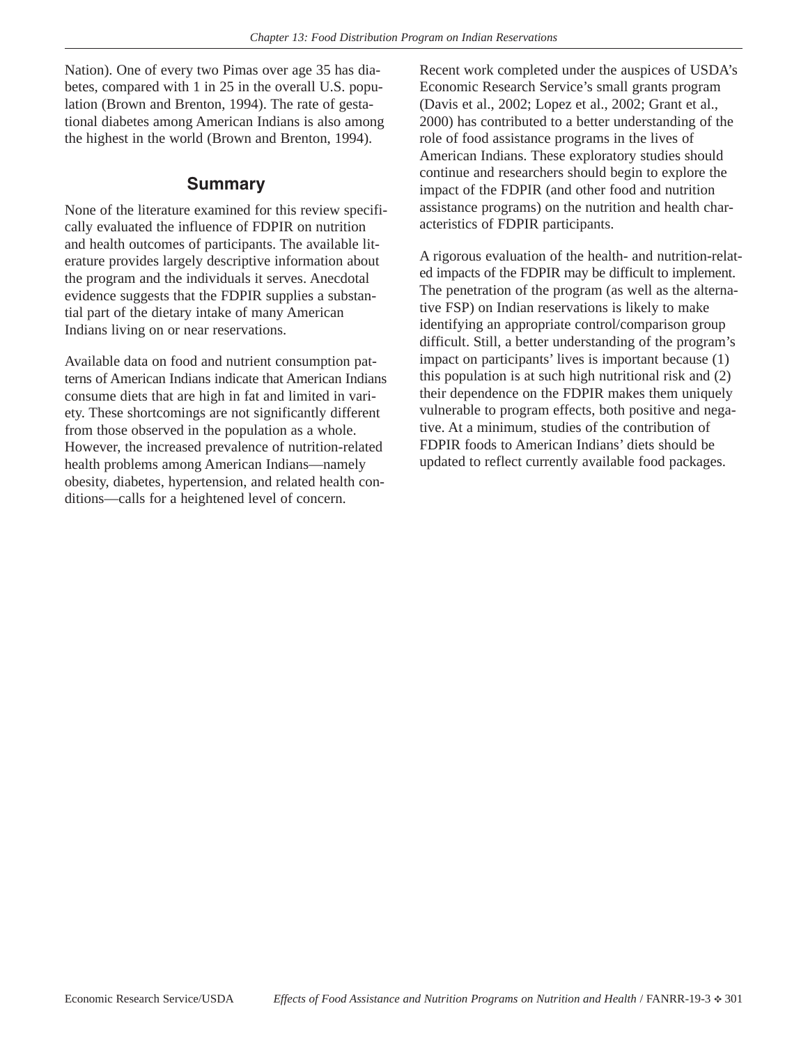Nation). One of every two Pimas over age 35 has diabetes, compared with 1 in 25 in the overall U.S. population (Brown and Brenton, 1994). The rate of gestational diabetes among American Indians is also among the highest in the world (Brown and Brenton, 1994).

## Summary

None of the literature examined for this review specifically evaluated the influence of FDPIR on nutrition and health outcomes of participants. The available literature provides largely descriptive information about the program and the individuals it serves. Anecdotal evidence suggests that the FDPIR supplies a substantial part of the dietary intake of many American Indians living on or near reservations.

Available data on food and nutrient consumption patterns of American Indians indicate that American Indians consume diets that are high in fat and limited in variety. These shortcomings are not significantly different from those observed in the population as a whole. However, the increased prevalence of nutrition-related health problems among American Indians—namely obesity, diabetes, hypertension, and related health conditions—calls for a heightened level of concern.

Recent work completed under the auspices of USDA's Economic Research Service's small grants program (Davis et al., 2002; Lopez et al., 2002; Grant et al., 2000) has contributed to a better understanding of the role of food assistance programs in the lives of American Indians. These exploratory studies should continue and researchers should begin to explore the impact of the FDPIR (and other food and nutrition assistance programs) on the nutrition and health characteristics of FDPIR participants.

A rigorous evaluation of the health- and nutrition-related impacts of the FDPIR may be difficult to implement. The penetration of the program (as well as the alternative FSP) on Indian reservations is likely to make identifying an appropriate control/comparison group difficult. Still, a better understanding of the program's impact on participants' lives is important because (1) this population is at such high nutritional risk and (2) their dependence on the FDPIR makes them uniquely vulnerable to program effects, both positive and negative. At a minimum, studies of the contribution of FDPIR foods to American Indians' diets should be updated to reflect currently available food packages.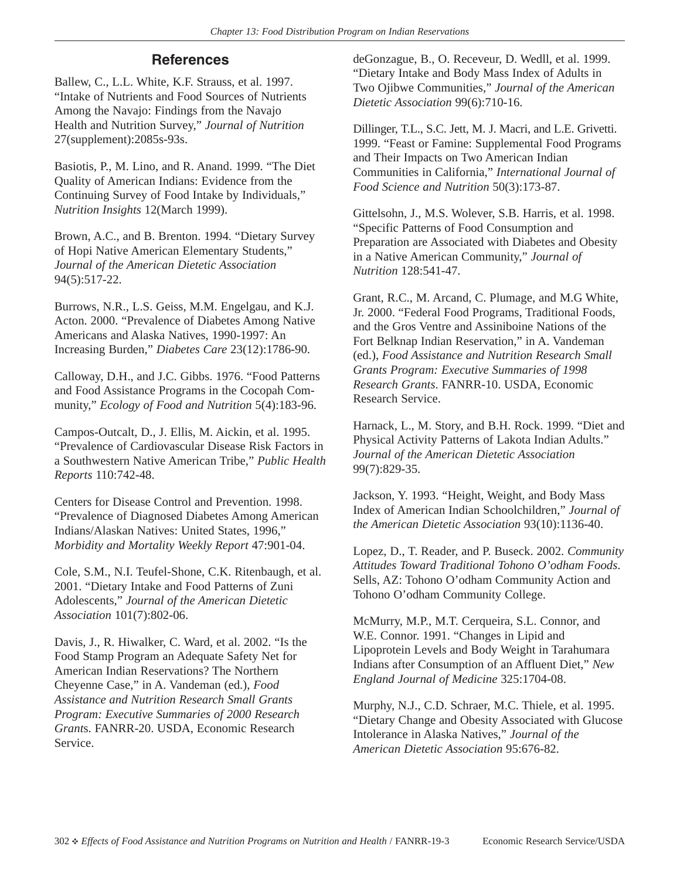## References

Ballew, C., L.L. White, K.F. Strauss, et al. 1997. "Intake of Nutrients and Food Sources of Nutrients Among the Navajo: Findings from the Navajo Health and Nutrition Survey," *Journal of Nutrition* 27(supplement):2085s-93s.

Basiotis, P., M. Lino, and R. Anand. 1999. "The Diet Quality of American Indians: Evidence from the Continuing Survey of Food Intake by Individuals," *Nutrition Insights* 12(March 1999).

Brown, A.C., and B. Brenton. 1994. "Dietary Survey of Hopi Native American Elementary Students," *Journal of the American Dietetic Association* 94(5):517-22.

Burrows, N.R., L.S. Geiss, M.M. Engelgau, and K.J. Acton. 2000. "Prevalence of Diabetes Among Native Americans and Alaska Natives, 1990-1997: An Increasing Burden," *Diabetes Care* 23(12):1786-90.

Calloway, D.H., and J.C. Gibbs. 1976. "Food Patterns and Food Assistance Programs in the Cocopah Community," *Ecology of Food and Nutrition* 5(4):183-96.

Campos-Outcalt, D., J. Ellis, M. Aickin, et al. 1995. "Prevalence of Cardiovascular Disease Risk Factors in a Southwestern Native American Tribe," *Public Health Reports* 110:742-48.

Centers for Disease Control and Prevention. 1998. "Prevalence of Diagnosed Diabetes Among American Indians/Alaskan Natives: United States, 1996," *Morbidity and Mortality Weekly Report* 47:901-04.

Cole, S.M., N.I. Teufel-Shone, C.K. Ritenbaugh, et al. 2001. "Dietary Intake and Food Patterns of Zuni Adolescents," *Journal of the American Dietetic Association* 101(7):802-06.

Davis, J., R. Hiwalker, C. Ward, et al. 2002. "Is the Food Stamp Program an Adequate Safety Net for American Indian Reservations? The Northern Cheyenne Case," in A. Vandeman (ed.), *Food Assistance and Nutrition Research Small Grants Program: Executive Summaries of 2000 Research Grants*. FANRR-20. USDA, Economic Research Service.

deGonzague, B., O. Receveur, D. Wedll, et al. 1999. "Dietary Intake and Body Mass Index of Adults in Two Ojibwe Communities," *Journal of the American Dietetic Association* 99(6):710-16.

Dillinger, T.L., S.C. Jett, M. J. Macri, and L.E. Grivetti. 1999. "Feast or Famine: Supplemental Food Programs and Their Impacts on Two American Indian Communities in California," *International Journal of Food Science and Nutrition* 50(3):173-87.

Gittelsohn, J., M.S. Wolever, S.B. Harris, et al. 1998. "Specific Patterns of Food Consumption and Preparation are Associated with Diabetes and Obesity in a Native American Community," *Journal of Nutrition* 128:541-47.

Grant, R.C., M. Arcand, C. Plumage, and M.G White, Jr. 2000. "Federal Food Programs, Traditional Foods, and the Gros Ventre and Assiniboine Nations of the Fort Belknap Indian Reservation," in A. Vandeman (ed.), *Food Assistance and Nutrition Research Small Grants Program: Executive Summaries of 1998 Research Grants*. FANRR-10. USDA, Economic Research Service.

Harnack, L., M. Story, and B.H. Rock. 1999. "Diet and Physical Activity Patterns of Lakota Indian Adults." *Journal of the American Dietetic Association* 99(7):829-35.

Jackson, Y. 1993. "Height, Weight, and Body Mass Index of American Indian Schoolchildren," *Journal of the American Dietetic Association* 93(10):1136-40.

Lopez, D., T. Reader, and P. Buseck. 2002. *Community Attitudes Toward Traditional Tohono O'odham Foods*. Sells, AZ: Tohono O'odham Community Action and Tohono O'odham Community College.

McMurry, M.P., M.T. Cerqueira, S.L. Connor, and W.E. Connor. 1991. "Changes in Lipid and Lipoprotein Levels and Body Weight in Tarahumara Indians after Consumption of an Affluent Diet," *New England Journal of Medicine* 325:1704-08.

Murphy, N.J., C.D. Schraer, M.C. Thiele, et al. 1995. "Dietary Change and Obesity Associated with Glucose Intolerance in Alaska Natives," *Journal of the American Dietetic Association* 95:676-82.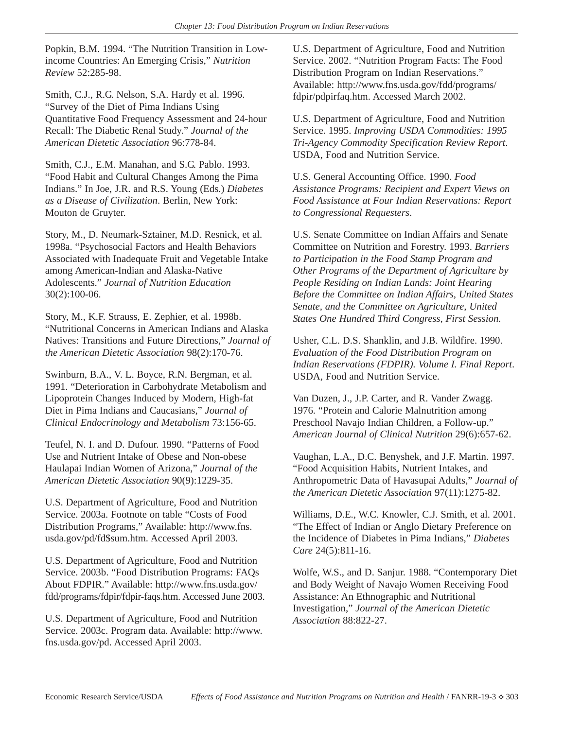Popkin, B.M. 1994. "The Nutrition Transition in Low-income Countries: An Emerging Crisis," *Nutrition Review* 52:285-98.

Smith, C.J., R.G. Nelson, S.A. Hardy et al. 1996. "Survey of the Diet of Pima Indians Using Quantitative Food Frequency Assessment and 24-hour Recall: The Diabetic Renal Study." *Journal of the American Dietetic Association* 96:778-84.

Smith, C.J., E.M. Manahan, and S.G. Pablo. 1993. "Food Habit and Cultural Changes Among the Pima Indians." In Joe, J.R. and R.S. Young (Eds.) *Diabetes as a Disease of Civilization*. Berlin, New York: Mouton de Gruyter.

Story, M., D. Neumark-Sztainer, M.D. Resnick, et al. 1998a. "Psychosocial Factors and Health Behaviors Associated with Inadequate Fruit and Vegetable Intake among American-Indian and Alaska-Native Adolescents." *Journal of Nutrition Education* 30(2):100-06.

Story, M., K.F. Strauss, E. Zephier, et al. 1998b. "Nutritional Concerns in American Indians and Alaska Natives: Transitions and Future Directions," *Journal of the American Dietetic Association* 98(2):170-76.

Swinburn, B.A., V. L. Boyce, R.N. Bergman, et al. 1991. "Deterioration in Carbohydrate Metabolism and Lipoprotein Changes Induced by Modern, High-fat Diet in Pima Indians and Caucasians," *Journal of Clinical Endocrinology and Metabolism* 73:156-65.

Teufel, N. I. and D. Dufour. 1990. "Patterns of Food Use and Nutrient Intake of Obese and Non-obese Haulapai Indian Women of Arizona," *Journal of the American Dietetic Association* 90(9):1229-35.

U.S. Department of Agriculture, Food and Nutrition Service. 2003a. Footnote on table "Costs of Food Distribution Programs," Available: http://www.fns.usda.gov/pd/fd$sum.htm. Accessed April 2003.

U.S. Department of Agriculture, Food and Nutrition Service. 2003b. "Food Distribution Programs: FAQs About FDPIR." Available: http://www.fns.usda.gov/fdd/programs/fdpir/fdpir-faqs.htm. Accessed June 2003.

U.S. Department of Agriculture, Food and Nutrition Service. 2003c. Program data. Available: http://www.fns.usda.gov/pd. Accessed April 2003.

U.S. Department of Agriculture, Food and Nutrition Service. 2002. "Nutrition Program Facts: The Food Distribution Program on Indian Reservations." Available: http://www.fns.usda.gov/fdd/programs/fdpir/pdpirfaq.htm. Accessed March 2002.

U.S. Department of Agriculture, Food and Nutrition Service. 1995. *Improving USDA Commodities: 1995 Tri-Agency Commodity Specification Review Report*. USDA, Food and Nutrition Service.

U.S. General Accounting Office. 1990. *Food Assistance Programs: Recipient and Expert Views on Food Assistance at Four Indian Reservations: Report to Congressional Requesters*.

U.S. Senate Committee on Indian Affairs and Senate Committee on Nutrition and Forestry. 1993. *Barriers to Participation in the Food Stamp Program and Other Programs of the Department of Agriculture by People Residing on Indian Lands: Joint Hearing Before the Committee on Indian Affairs, United States Senate, and the Committee on Agriculture, United States One Hundred Third Congress, First Session.*

Usher, C.L. D.S. Shanklin, and J.B. Wildfire. 1990. *Evaluation of the Food Distribution Program on Indian Reservations (FDPIR). Volume I. Final Report*. USDA, Food and Nutrition Service.

Van Duzen, J., J.P. Carter, and R. Vander Zwagg. 1976. "Protein and Calorie Malnutrition among Preschool Navajo Indian Children, a Follow-up." *American Journal of Clinical Nutrition* 29(6):657-62.

Vaughan, L.A., D.C. Benyshek, and J.F. Martin. 1997. "Food Acquisition Habits, Nutrient Intakes, and Anthropometric Data of Havasupai Adults," *Journal of the American Dietetic Association* 97(11):1275-82.

Williams, D.E., W.C. Knowler, C.J. Smith, et al. 2001. "The Effect of Indian or Anglo Dietary Preference on the Incidence of Diabetes in Pima Indians," *Diabetes Care* 24(5):811-16.

Wolfe, W.S., and D. Sanjur. 1988. "Contemporary Diet and Body Weight of Navajo Women Receiving Food Assistance: An Ethnographic and Nutritional Investigation," *Journal of the American Dietetic Association* 88:822-27.